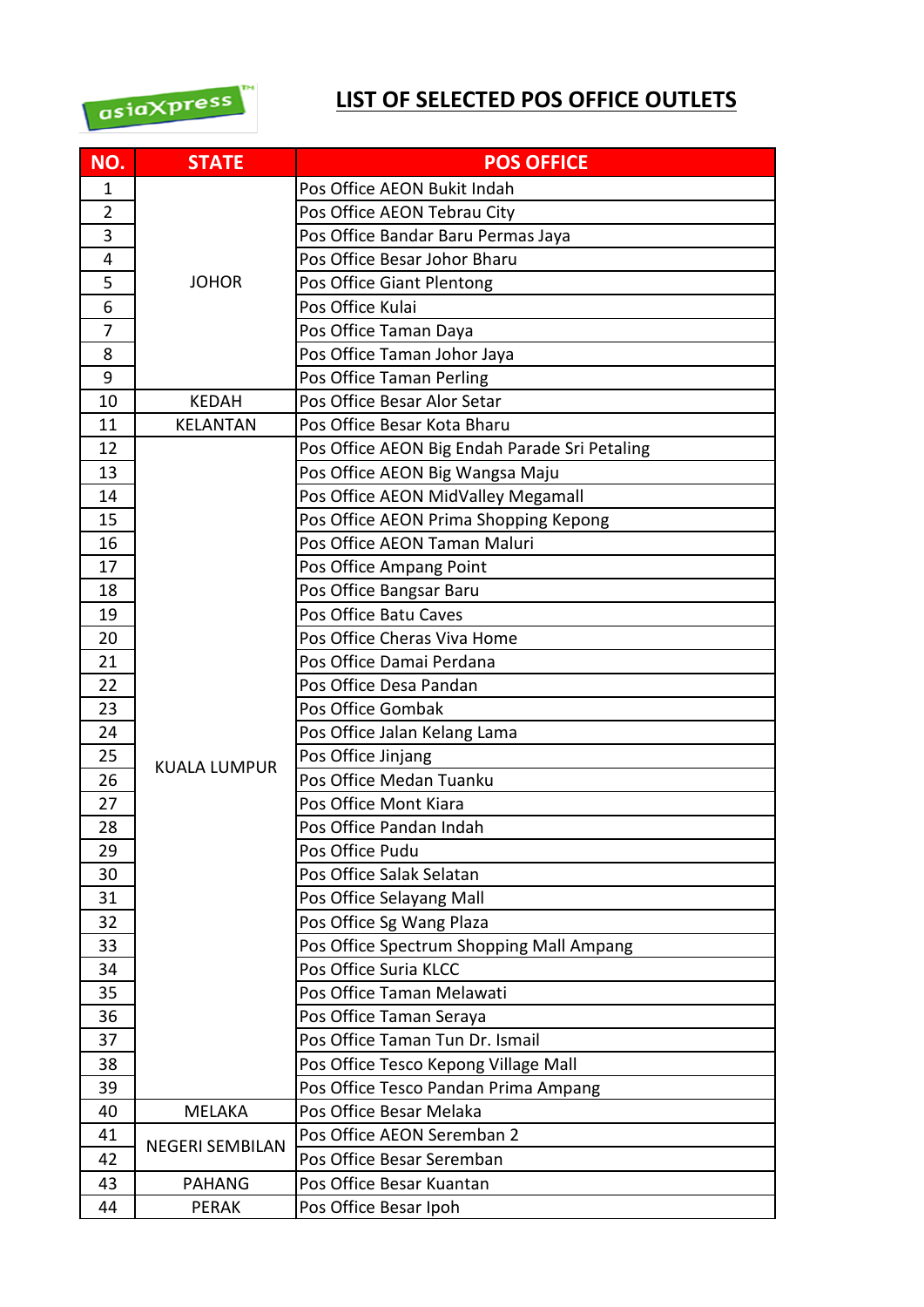# LIST OF SELECTED POS OFFICE OUTLETS

| NO. | STATE | POS OFFICE |
|---|---|---|
| 1 | JOHOR | Pos Office AEON Bukit Indah |
| 2 | | Pos Office AEON Tebrau City |
| 3 | | Pos Office Bandar Baru Permas Jaya |
| 4 | | Pos Office Besar Johor Bharu |
| 5 | | Pos Office Giant Plentong |
| 6 | | Pos Office Kulai |
| 7 | | Pos Office Taman Daya |
| 8 | | Pos Office Taman Johor Jaya |
| 9 | | Pos Office Taman Perling |
| 10 | KEDAH | Pos Office Besar Alor Setar |
| 11 | KELANTAN | Pos Office Besar Kota Bharu |
| 12 | KUALA LUMPUR | Pos Office AEON Big Endah Parade Sri Petaling |
| 13 | | Pos Office AEON Big Wangsa Maju |
| 14 | | Pos Office AEON MidValley Megamall |
| 15 | | Pos Office AEON Prima Shopping Kepong |
| 16 | | Pos Office AEON Taman Maluri |
| 17 | | Pos Office Ampang Point |
| 18 | | Pos Office Bangsar Baru |
| 19 | | Pos Office Batu Caves |
| 20 | | Pos Office Cheras Viva Home |
| 21 | | Pos Office Damai Perdana |
| 22 | | Pos Office Desa Pandan |
| 23 | | Pos Office Gombak |
| 24 | | Pos Office Jalan Kelang Lama |
| 25 | | Pos Office Jinjang |
| 26 | | Pos Office Medan Tuanku |
| 27 | | Pos Office Mont Kiara |
| 28 | | Pos Office Pandan Indah |
| 29 | | Pos Office Pudu |
| 30 | | Pos Office Salak Selatan |
| 31 | | Pos Office Selayang Mall |
| 32 | | Pos Office Sg Wang Plaza |
| 33 | | Pos Office Spectrum Shopping Mall Ampang |
| 34 | | Pos Office Suria KLCC |
| 35 | | Pos Office Taman Melawati |
| 36 | | Pos Office Taman Seraya |
| 37 | | Pos Office Taman Tun Dr. Ismail |
| 38 | | Pos Office Tesco Kepong Village Mall |
| 39 | | Pos Office Tesco Pandan Prima Ampang |
| 40 | MELAKA | Pos Office Besar Melaka |
| 41 | NEGERI SEMBILAN | Pos Office AEON Seremban 2 |
| 42 | | Pos Office Besar Seremban |
| 43 | PAHANG | Pos Office Besar Kuantan |
| 44 | PERAK | Pos Office Besar Ipoh |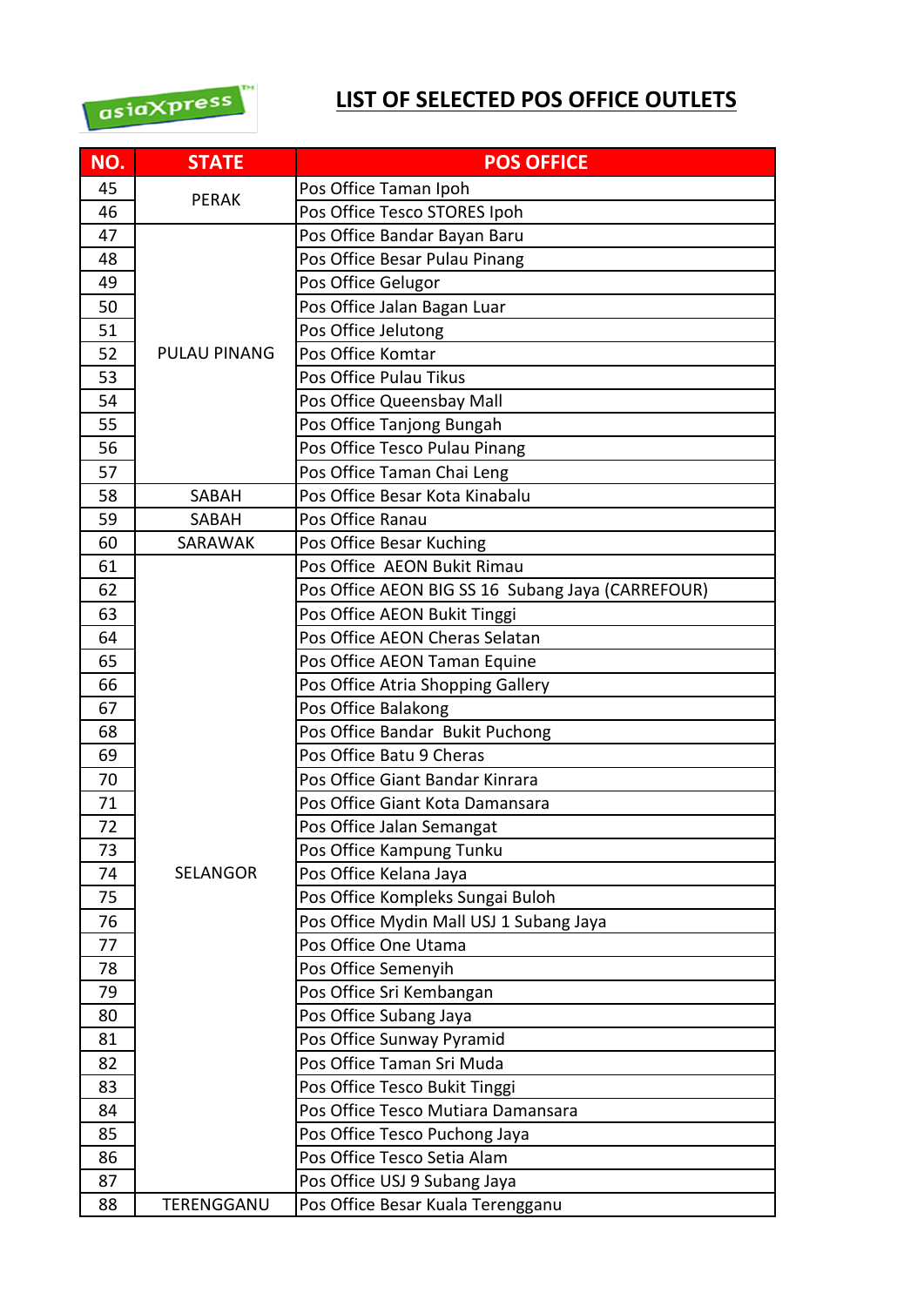asiaXpress™

# LIST OF SELECTED POS OFFICE OUTLETS

| NO. | STATE | POS OFFICE |
|---|---|---|
| 45 | PERAK | Pos Office Taman Ipoh |
| 46 | | Pos Office Tesco STORES Ipoh |
| 47 | PULAU PINANG | Pos Office Bandar Bayan Baru |
| 48 | | Pos Office Besar Pulau Pinang |
| 49 | | Pos Office Gelugor |
| 50 | | Pos Office Jalan Bagan Luar |
| 51 | | Pos Office Jelutong |
| 52 | | Pos Office Komtar |
| 53 | | Pos Office Pulau Tikus |
| 54 | | Pos Office Queensbay Mall |
| 55 | | Pos Office Tanjong Bungah |
| 56 | | Pos Office Tesco Pulau Pinang |
| 57 | | Pos Office Taman Chai Leng |
| 58 | SABAH | Pos Office Besar Kota Kinabalu |
| 59 | SABAH | Pos Office Ranau |
| 60 | SARAWAK | Pos Office Besar Kuching |
| 61 | SELANGOR | Pos Office AEON Bukit Rimau |
| 62 | | Pos Office AEON BIG SS 16 Subang Jaya (CARREFOUR) |
| 63 | | Pos Office AEON Bukit Tinggi |
| 64 | | Pos Office AEON Cheras Selatan |
| 65 | | Pos Office AEON Taman Equine |
| 66 | | Pos Office Atria Shopping Gallery |
| 67 | | Pos Office Balakong |
| 68 | | Pos Office Bandar Bukit Puchong |
| 69 | | Pos Office Batu 9 Cheras |
| 70 | | Pos Office Giant Bandar Kinrara |
| 71 | | Pos Office Giant Kota Damansara |
| 72 | | Pos Office Jalan Semangat |
| 73 | | Pos Office Kampung Tunku |
| 74 | | Pos Office Kelana Jaya |
| 75 | | Pos Office Kompleks Sungai Buloh |
| 76 | | Pos Office Mydin Mall USJ 1 Subang Jaya |
| 77 | | Pos Office One Utama |
| 78 | | Pos Office Semenyih |
| 79 | | Pos Office Sri Kembangan |
| 80 | | Pos Office Subang Jaya |
| 81 | | Pos Office Sunway Pyramid |
| 82 | | Pos Office Taman Sri Muda |
| 83 | | Pos Office Tesco Bukit Tinggi |
| 84 | | Pos Office Tesco Mutiara Damansara |
| 85 | | Pos Office Tesco Puchong Jaya |
| 86 | | Pos Office Tesco Setia Alam |
| 87 | | Pos Office USJ 9 Subang Jaya |
| 88 | TERENGGANU | Pos Office Besar Kuala Terengganu |